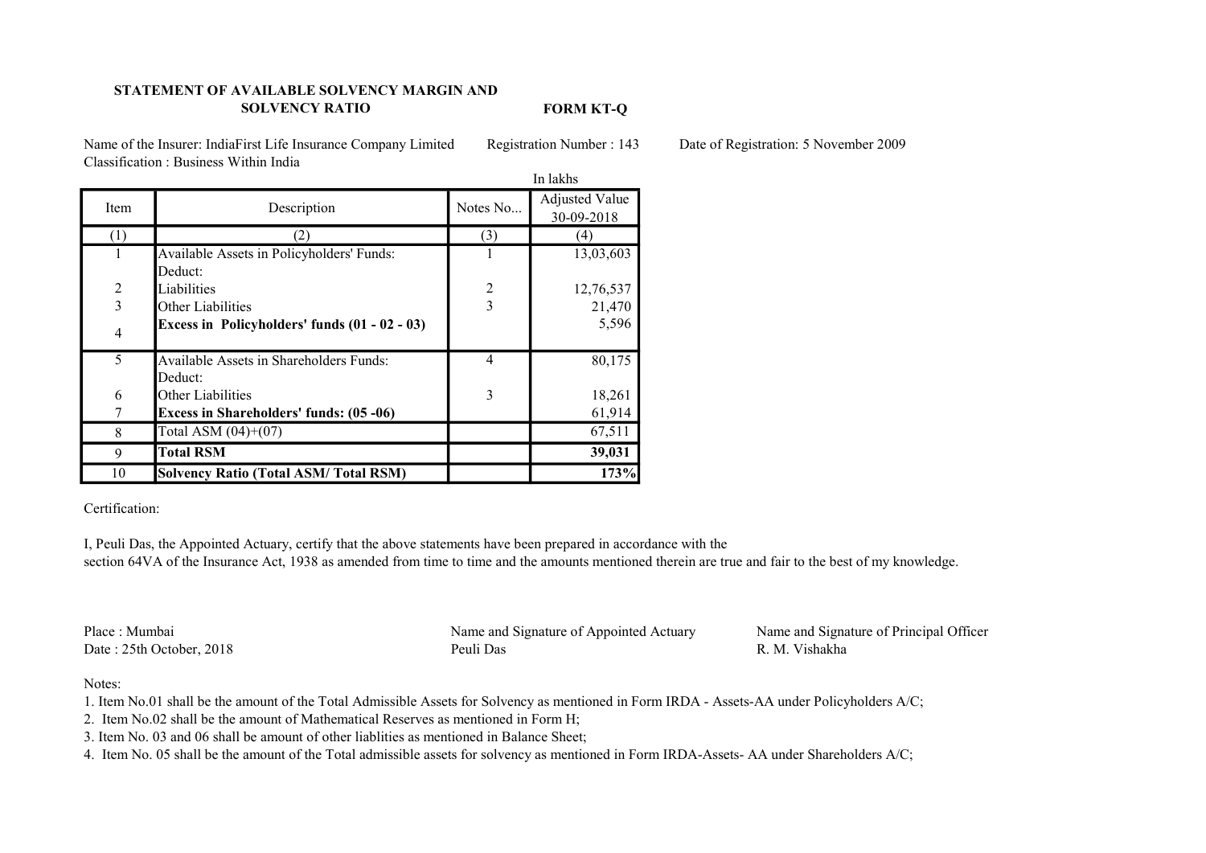**STATEMENT OF AVAILABLE SOLVENCY MARGIN AND SOLVENCY RATIO**

**FORM KT-Q**

Name of the Insurer: IndiaFirst Life Insurance Company Limited    Registration Number : 143    Date of Registration: 5 November 2009

Classification : Business Within India

In lakhs

| Item | Description | Notes No... | Adjusted Value 30-09-2018 |
|---|---|---|---|
| (1) | (2) | (3) | (4) |
| 1 | Available Assets in Policyholders' Funds: | 1 | 13,03,603 |
| | Deduct: | | |
| 2 | Liabilities | 2 | 12,76,537 |
| 3 | Other Liabilities | 3 | 21,470 |
| 4 | **Excess in Policyholders' funds (01 - 02 - 03)** | | 5,596 |
| 5 | Available Assets in Shareholders Funds: | 4 | 80,175 |
| | Deduct: | | |
| 6 | Other Liabilities | 3 | 18,261 |
| 7 | **Excess in Shareholders' funds: (05 -06)** | | 61,914 |
| 8 | Total ASM (04)+(07) | | 67,511 |
| 9 | **Total RSM** | | **39,031** |
| 10 | **Solvency Ratio (Total ASM/ Total RSM)** | | **173%** |

Certification:

I, Peuli Das, the Appointed Actuary, certify that the above statements have been prepared in accordance with the section 64VA of the Insurance Act, 1938 as amended from time to time and the amounts mentioned therein are true and fair to the best of my knowledge.

Place : Mumbai
Date : 25th October, 2018

Name and Signature of Appointed Actuary
Peuli Das

Name and Signature of Principal Officer
R. M. Vishakha

Notes:

1. Item No.01 shall be the amount of the Total Admissible Assets for Solvency as mentioned in Form IRDA - Assets-AA under Policyholders A/C;
2. Item No.02 shall be the amount of Mathematical Reserves as mentioned in Form H;
3. Item No. 03 and 06 shall be amount of other liablities as mentioned in Balance Sheet;
4. Item No. 05 shall be the amount of the Total admissible assets for solvency as mentioned in Form IRDA-Assets- AA under Shareholders A/C;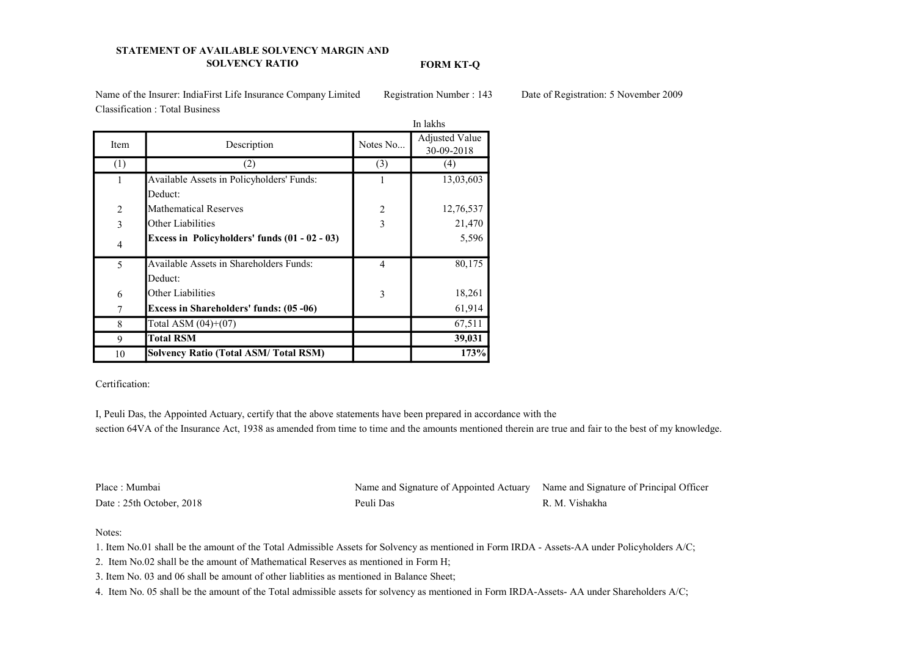## STATEMENT OF AVAILABLE SOLVENCY MARGIN AND SOLVENCY RATIO

**FORM KT-Q**

Name of the Insurer: IndiaFirst Life Insurance Company Limited  Registration Number : 143  Date of Registration: 5 November 2009

Classification : Total Business

In lakhs

| Item | Description | Notes No... | Adjusted Value 30-09-2018 |
|---|---|---|---|
| (1) | (2) | (3) | (4) |
| 1 | Available Assets in Policyholders' Funds: | 1 | 13,03,603 |
| | Deduct: | | |
| 2 | Mathematical Reserves | 2 | 12,76,537 |
| 3 | Other Liabilities | 3 | 21,470 |
| 4 | **Excess in Policyholders' funds (01 - 02 - 03)** | | 5,596 |
| 5 | Available Assets in Shareholders Funds: | 4 | 80,175 |
| | Deduct: | | |
| 6 | Other Liabilities | 3 | 18,261 |
| 7 | **Excess in Shareholders' funds: (05 -06)** | | 61,914 |
| 8 | Total ASM (04)+(07) | | 67,511 |
| 9 | **Total RSM** | | **39,031** |
| 10 | **Solvency Ratio (Total ASM/ Total RSM)** | | **173%** |

Certification:

I, Peuli Das, the Appointed Actuary, certify that the above statements have been prepared in accordance with the section 64VA of the Insurance Act, 1938 as amended from time to time and the amounts mentioned therein are true and fair to the best of my knowledge.

Place : Mumbai

Date : 25th October, 2018

Name and Signature of Appointed Actuary
Peuli Das

Name and Signature of Principal Officer
R. M. Vishakha

Notes:

1. Item No.01 shall be the amount of the Total Admissible Assets for Solvency as mentioned in Form IRDA - Assets-AA under Policyholders A/C;
2. Item No.02 shall be the amount of Mathematical Reserves as mentioned in Form H;
3. Item No. 03 and 06 shall be amount of other liablities as mentioned in Balance Sheet;
4. Item No. 05 shall be the amount of the Total admissible assets for solvency as mentioned in Form IRDA-Assets- AA under Shareholders A/C;